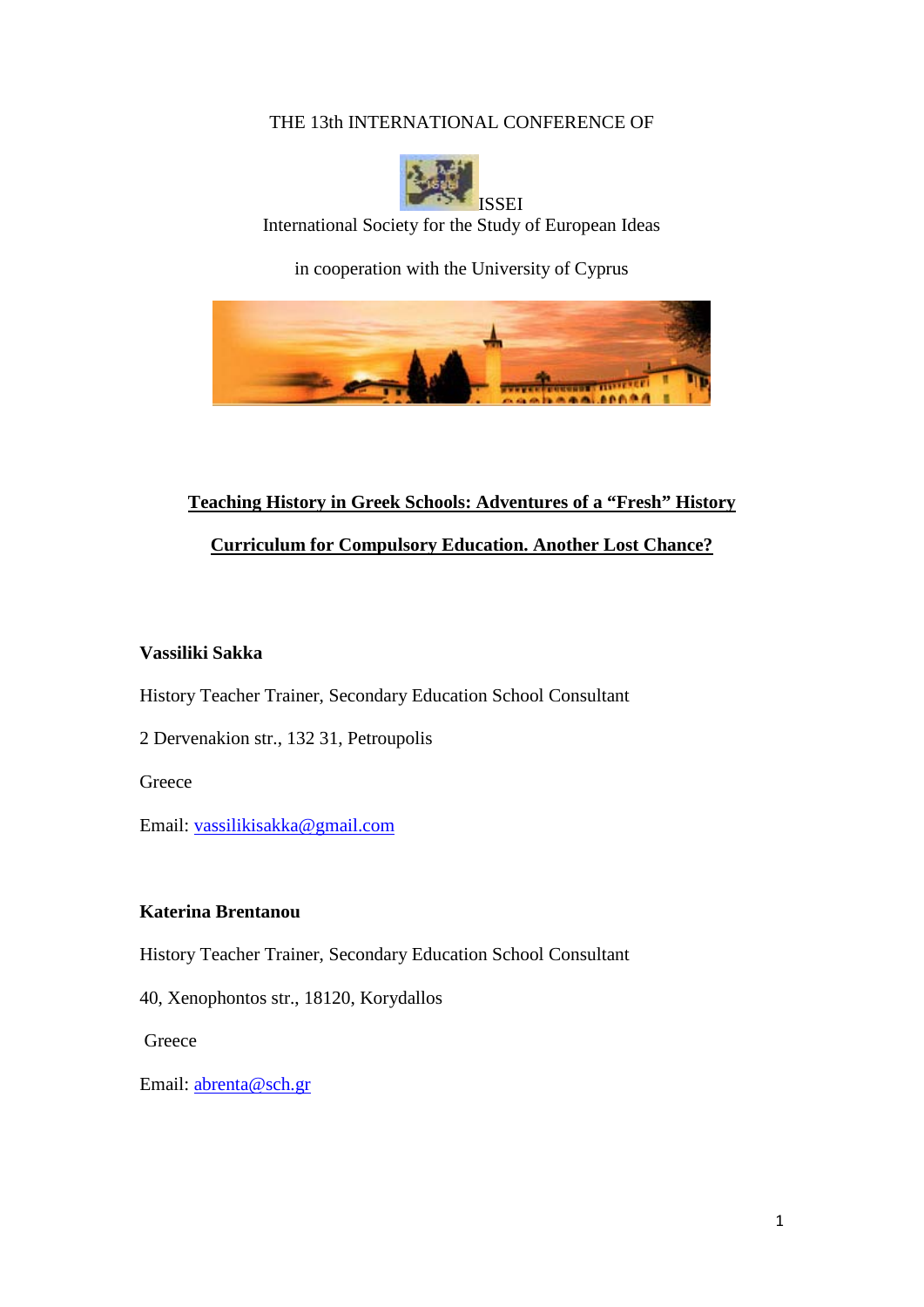THE 13th INTERNATIONAL CONFERENCE OF

ISSEI

International Society for the Study of European Ideas

in cooperation with the University of Cyprus

**Teaching History in Greek Schools: Adventures of a “Fresh” History Curriculum for Compulsory Education. Another Lost Chance?**

**Vassiliki Sakka**

History Teacher Trainer, Secondary Education School Consultant

2 Dervenakion str., 132 31, Petroupolis

Greece

Email: vassilikisakka@gmail.com

**Katerina Brentanou**

History Teacher Trainer, Secondary Education School Consultant

40, Xenophontos str., 18120, Korydallos

Greece

Email: abrenta@sch.gr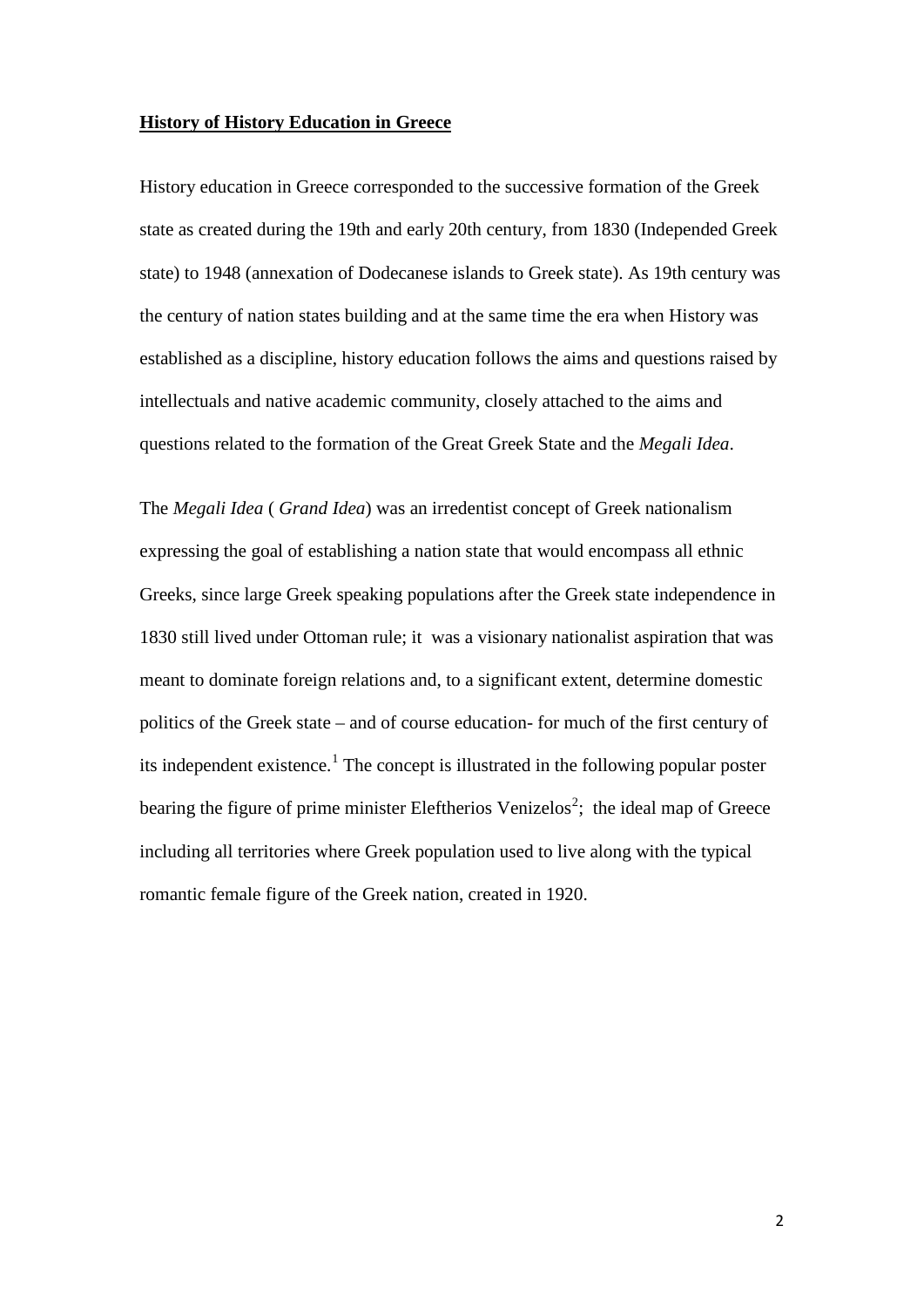**History of History Education in Greece**

History education in Greece corresponded to the successive formation of the Greek state as created during the 19th and early 20th century, from 1830 (Independed Greek state) to 1948 (annexation of Dodecanese islands to Greek state). As 19th century was the century of nation states building and at the same time the era when History was established as a discipline, history education follows the aims and questions raised by intellectuals and native academic community, closely attached to the aims and questions related to the formation of the Great Greek State and the *Megali Idea*.

The *Megali Idea* ( *Grand Idea*) was an irredentist concept of Greek nationalism expressing the goal of establishing a nation state that would encompass all ethnic Greeks, since large Greek speaking populations after the Greek state independence in 1830 still lived under Ottoman rule; it was a visionary nationalist aspiration that was meant to dominate foreign relations and, to a significant extent, determine domestic politics of the Greek state – and of course education- for much of the first century of its independent existence.[1] The concept is illustrated in the following popular poster bearing the figure of prime minister Eleftherios Venizelos[2]; the ideal map of Greece including all territories where Greek population used to live along with the typical romantic female figure of the Greek nation, created in 1920.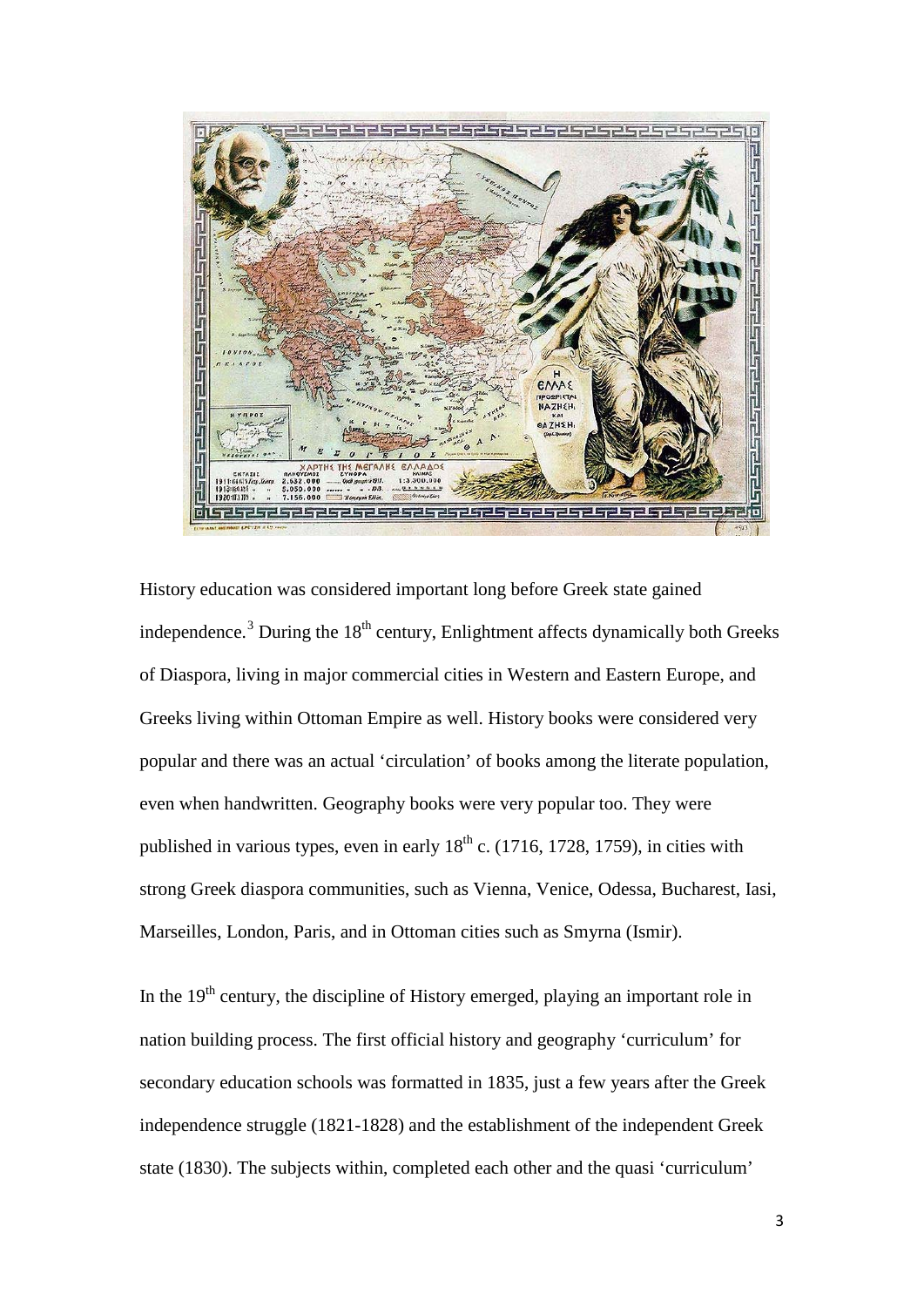History education was considered important long before Greek state gained independence.[3] During the 18$^{th}$ century, Enlightment affects dynamically both Greeks of Diaspora, living in major commercial cities in Western and Eastern Europe, and Greeks living within Ottoman Empire as well. History books were considered very popular and there was an actual 'circulation' of books among the literate population, even when handwritten. Geography books were very popular too. They were published in various types, even in early 18$^{th}$ c. (1716, 1728, 1759), in cities with strong Greek diaspora communities, such as Vienna, Venice, Odessa, Bucharest, Iasi, Marseilles, London, Paris, and in Ottoman cities such as Smyrna (Ismir).

In the 19$^{th}$ century, the discipline of History emerged, playing an important role in nation building process. The first official history and geography 'curriculum' for secondary education schools was formatted in 1835, just a few years after the Greek independence struggle (1821-1828) and the establishment of the independent Greek state (1830). The subjects within, completed each other and the quasi 'curriculum'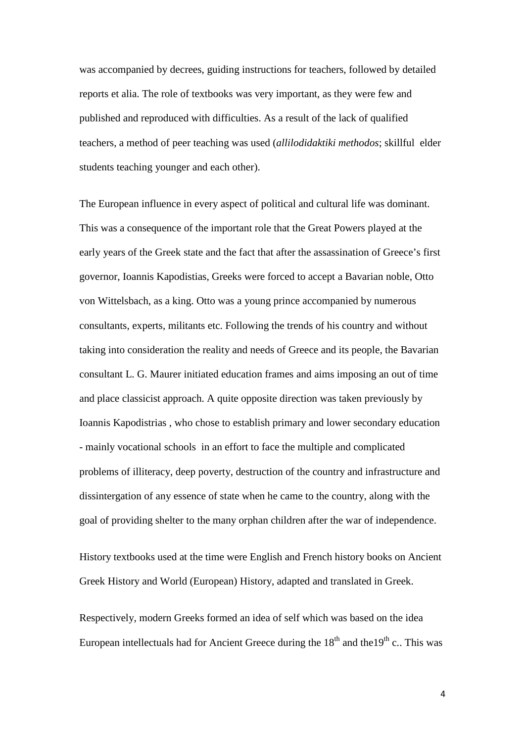was accompanied by decrees, guiding instructions for teachers, followed by detailed reports et alia. The role of textbooks was very important, as they were few and published and reproduced with difficulties. As a result of the lack of qualified teachers, a method of peer teaching was used (*allilodidaktiki methodos*; skillful elder students teaching younger and each other).

The European influence in every aspect of political and cultural life was dominant. This was a consequence of the important role that the Great Powers played at the early years of the Greek state and the fact that after the assassination of Greece's first governor, Ioannis Kapodistias, Greeks were forced to accept a Bavarian noble, Otto von Wittelsbach, as a king. Otto was a young prince accompanied by numerous consultants, experts, militants etc. Following the trends of his country and without taking into consideration the reality and needs of Greece and its people, the Bavarian consultant L. G. Maurer initiated education frames and aims imposing an out of time and place classicist approach. A quite opposite direction was taken previously by Ioannis Kapodistrias , who chose to establish primary and lower secondary education - mainly vocational schools in an effort to face the multiple and complicated problems of illiteracy, deep poverty, destruction of the country and infrastructure and dissintergation of any essence of state when he came to the country, along with the goal of providing shelter to the many orphan children after the war of independence.

History textbooks used at the time were English and French history books on Ancient Greek History and World (European) History, adapted and translated in Greek.

Respectively, modern Greeks formed an idea of self which was based on the idea European intellectuals had for Ancient Greece during the 18th and the19th c.. This was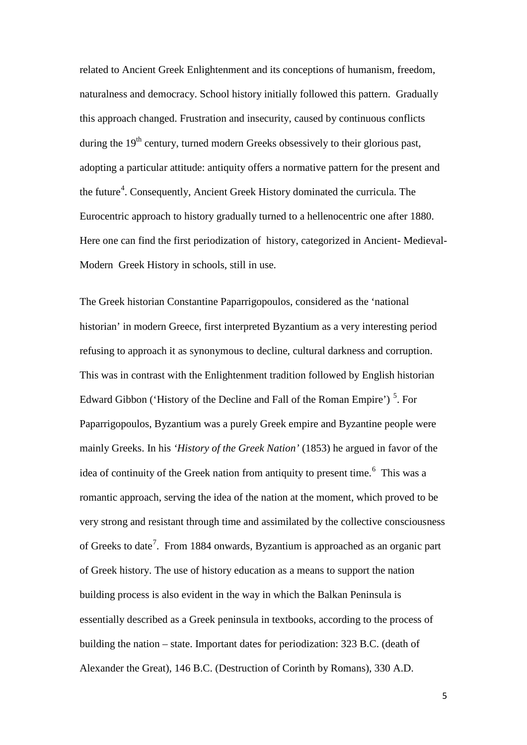related to Ancient Greek Enlightenment and its conceptions of humanism, freedom, naturalness and democracy. School history initially followed this pattern. Gradually this approach changed. Frustration and insecurity, caused by continuous conflicts during the 19th century, turned modern Greeks obsessively to their glorious past, adopting a particular attitude: antiquity offers a normative pattern for the present and the future[4]. Consequently, Ancient Greek History dominated the curricula. The Eurocentric approach to history gradually turned to a hellenocentric one after 1880. Here one can find the first periodization of history, categorized in Ancient- Medieval- Modern Greek History in schools, still in use.

The Greek historian Constantine Paparrigopoulos, considered as the 'national historian' in modern Greece, first interpreted Byzantium as a very interesting period refusing to approach it as synonymous to decline, cultural darkness and corruption. This was in contrast with the Enlightenment tradition followed by English historian Edward Gibbon ('History of the Decline and Fall of the Roman Empire') [5]. For Paparrigopoulos, Byzantium was a purely Greek empire and Byzantine people were mainly Greeks. In his *'History of the Greek Nation'* (1853) he argued in favor of the idea of continuity of the Greek nation from antiquity to present time.[6] This was a romantic approach, serving the idea of the nation at the moment, which proved to be very strong and resistant through time and assimilated by the collective consciousness of Greeks to date[7]. From 1884 onwards, Byzantium is approached as an organic part of Greek history. The use of history education as a means to support the nation building process is also evident in the way in which the Balkan Peninsula is essentially described as a Greek peninsula in textbooks, according to the process of building the nation – state. Important dates for periodization: 323 B.C. (death of Alexander the Great), 146 B.C. (Destruction of Corinth by Romans), 330 A.D.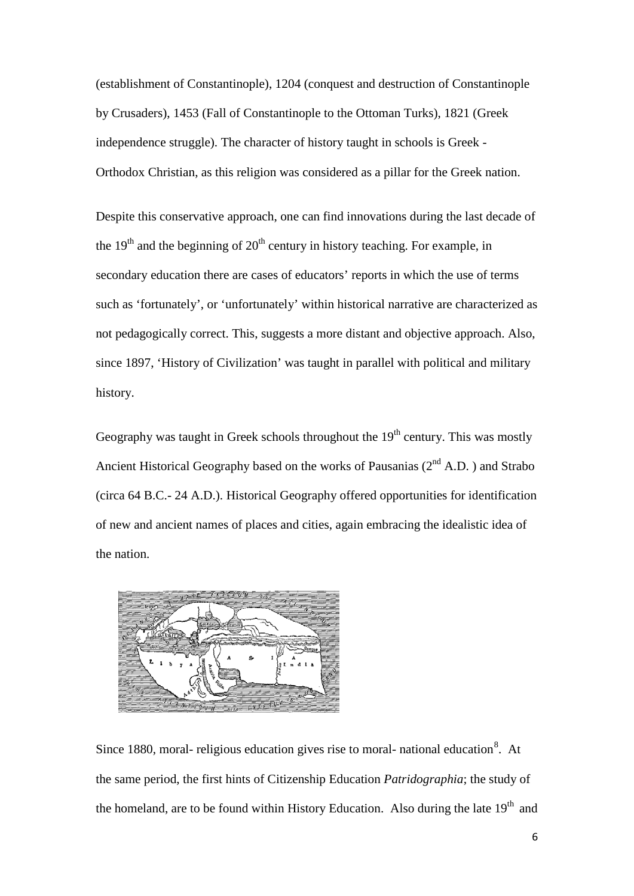(establishment of Constantinople), 1204 (conquest and destruction of Constantinople by Crusaders), 1453 (Fall of Constantinople to the Ottoman Turks), 1821 (Greek independence struggle). The character of history taught in schools is Greek - Orthodox Christian, as this religion was considered as a pillar for the Greek nation.

Despite this conservative approach, one can find innovations during the last decade of the 19th and the beginning of 20th century in history teaching. For example, in secondary education there are cases of educators' reports in which the use of terms such as 'fortunately', or 'unfortunately' within historical narrative are characterized as not pedagogically correct. This, suggests a more distant and objective approach. Also, since 1897, 'History of Civilization' was taught in parallel with political and military history.

Geography was taught in Greek schools throughout the 19th century. This was mostly Ancient Historical Geography based on the works of Pausanias (2nd A.D. ) and Strabo (circa 64 B.C.- 24 A.D.). Historical Geography offered opportunities for identification of new and ancient names of places and cities, again embracing the idealistic idea of the nation.

Since 1880, moral- religious education gives rise to moral- national education[8]. At the same period, the first hints of Citizenship Education *Patridographia*; the study of the homeland, are to be found within History Education. Also during the late 19th and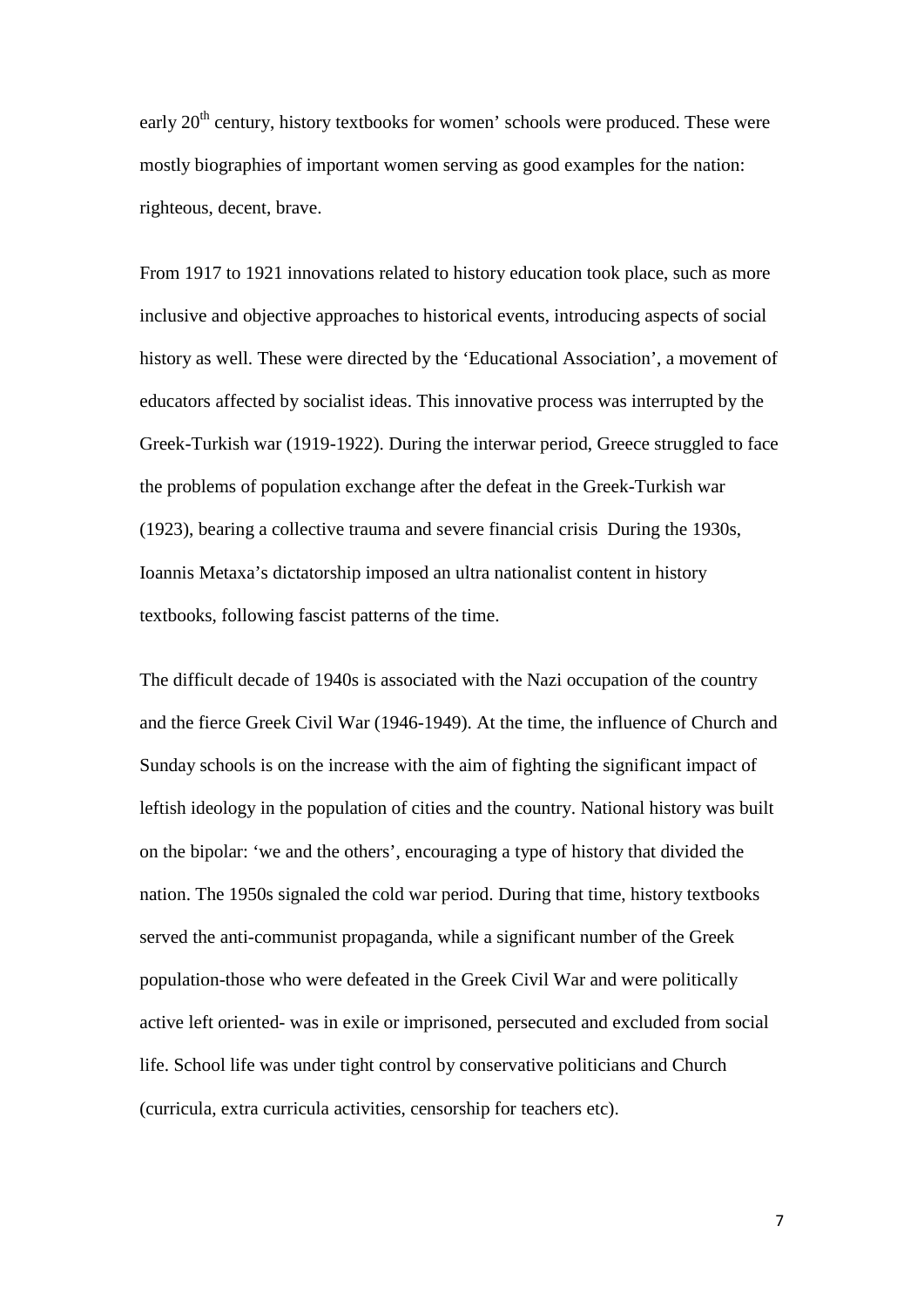early 20th century, history textbooks for women' schools were produced. These were mostly biographies of important women serving as good examples for the nation: righteous, decent, brave.

From 1917 to 1921 innovations related to history education took place, such as more inclusive and objective approaches to historical events, introducing aspects of social history as well. These were directed by the 'Educational Association', a movement of educators affected by socialist ideas. This innovative process was interrupted by the Greek-Turkish war (1919-1922). During the interwar period, Greece struggled to face the problems of population exchange after the defeat in the Greek-Turkish war (1923), bearing a collective trauma and severe financial crisis During the 1930s, Ioannis Metaxa's dictatorship imposed an ultra nationalist content in history textbooks, following fascist patterns of the time.

The difficult decade of 1940s is associated with the Nazi occupation of the country and the fierce Greek Civil War (1946-1949). At the time, the influence of Church and Sunday schools is on the increase with the aim of fighting the significant impact of leftish ideology in the population of cities and the country. National history was built on the bipolar: 'we and the others', encouraging a type of history that divided the nation. The 1950s signaled the cold war period. During that time, history textbooks served the anti-communist propaganda, while a significant number of the Greek population-those who were defeated in the Greek Civil War and were politically active left oriented- was in exile or imprisoned, persecuted and excluded from social life. School life was under tight control by conservative politicians and Church (curricula, extra curricula activities, censorship for teachers etc).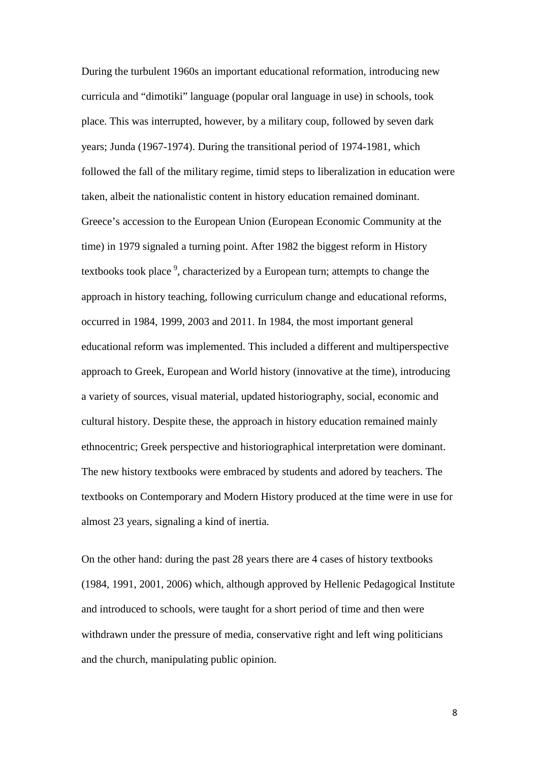During the turbulent 1960s an important educational reformation, introducing new curricula and "dimotiki" language (popular oral language in use) in schools, took place. This was interrupted, however, by a military coup, followed by seven dark years; Junda (1967-1974). During the transitional period of 1974-1981, which followed the fall of the military regime, timid steps to liberalization in education were taken, albeit the nationalistic content in history education remained dominant. Greece's accession to the European Union (European Economic Community at the time) in 1979 signaled a turning point. After 1982 the biggest reform in History textbooks took place [9], characterized by a European turn; attempts to change the approach in history teaching, following curriculum change and educational reforms, occurred in 1984, 1999, 2003 and 2011. In 1984, the most important general educational reform was implemented. This included a different and multiperspective approach to Greek, European and World history (innovative at the time), introducing a variety of sources, visual material, updated historiography, social, economic and cultural history. Despite these, the approach in history education remained mainly ethnocentric; Greek perspective and historiographical interpretation were dominant. The new history textbooks were embraced by students and adored by teachers. The textbooks on Contemporary and Modern History produced at the time were in use for almost 23 years, signaling a kind of inertia.

On the other hand: during the past 28 years there are 4 cases of history textbooks (1984, 1991, 2001, 2006) which, although approved by Hellenic Pedagogical Institute and introduced to schools, were taught for a short period of time and then were withdrawn under the pressure of media, conservative right and left wing politicians and the church, manipulating public opinion.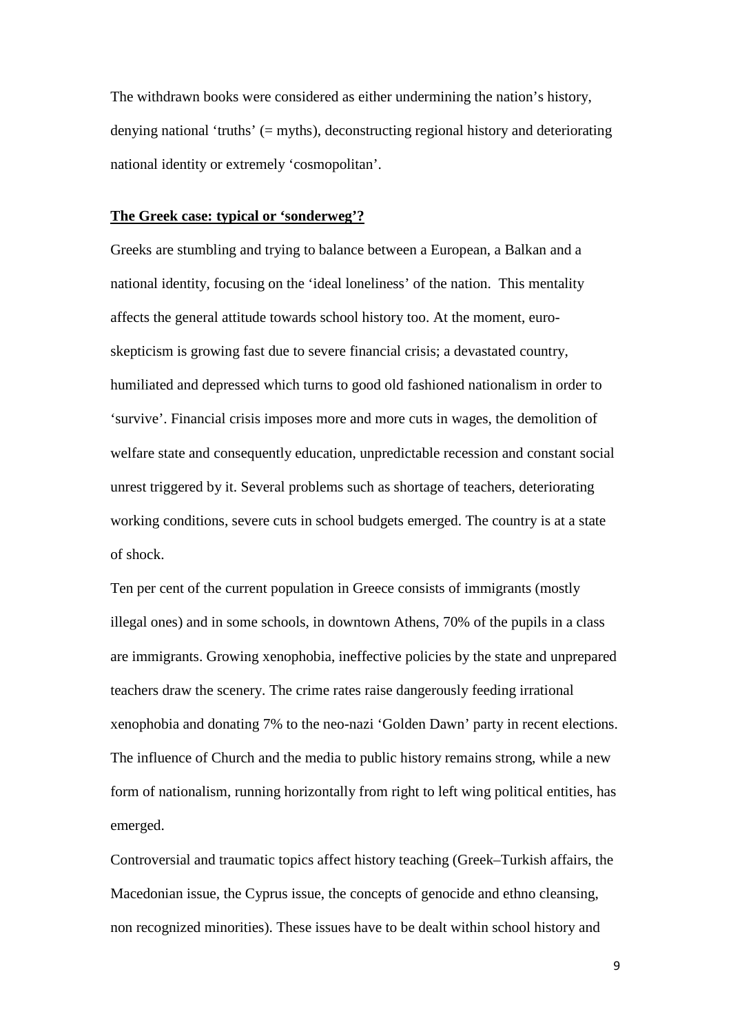The withdrawn books were considered as either undermining the nation's history, denying national 'truths' (= myths), deconstructing regional history and deteriorating national identity or extremely 'cosmopolitan'.

## **The Greek case: typical or 'sonderweg'?**

Greeks are stumbling and trying to balance between a European, a Balkan and a national identity, focusing on the 'ideal loneliness' of the nation. This mentality affects the general attitude towards school history too. At the moment, euro-skepticism is growing fast due to severe financial crisis; a devastated country, humiliated and depressed which turns to good old fashioned nationalism in order to 'survive'. Financial crisis imposes more and more cuts in wages, the demolition of welfare state and consequently education, unpredictable recession and constant social unrest triggered by it. Several problems such as shortage of teachers, deteriorating working conditions, severe cuts in school budgets emerged. The country is at a state of shock.

Ten per cent of the current population in Greece consists of immigrants (mostly illegal ones) and in some schools, in downtown Athens, 70% of the pupils in a class are immigrants. Growing xenophobia, ineffective policies by the state and unprepared teachers draw the scenery. The crime rates raise dangerously feeding irrational xenophobia and donating 7% to the neo-nazi 'Golden Dawn' party in recent elections. The influence of Church and the media to public history remains strong, while a new form of nationalism, running horizontally from right to left wing political entities, has emerged.

Controversial and traumatic topics affect history teaching (Greek–Turkish affairs, the Macedonian issue, the Cyprus issue, the concepts of genocide and ethno cleansing, non recognized minorities). These issues have to be dealt within school history and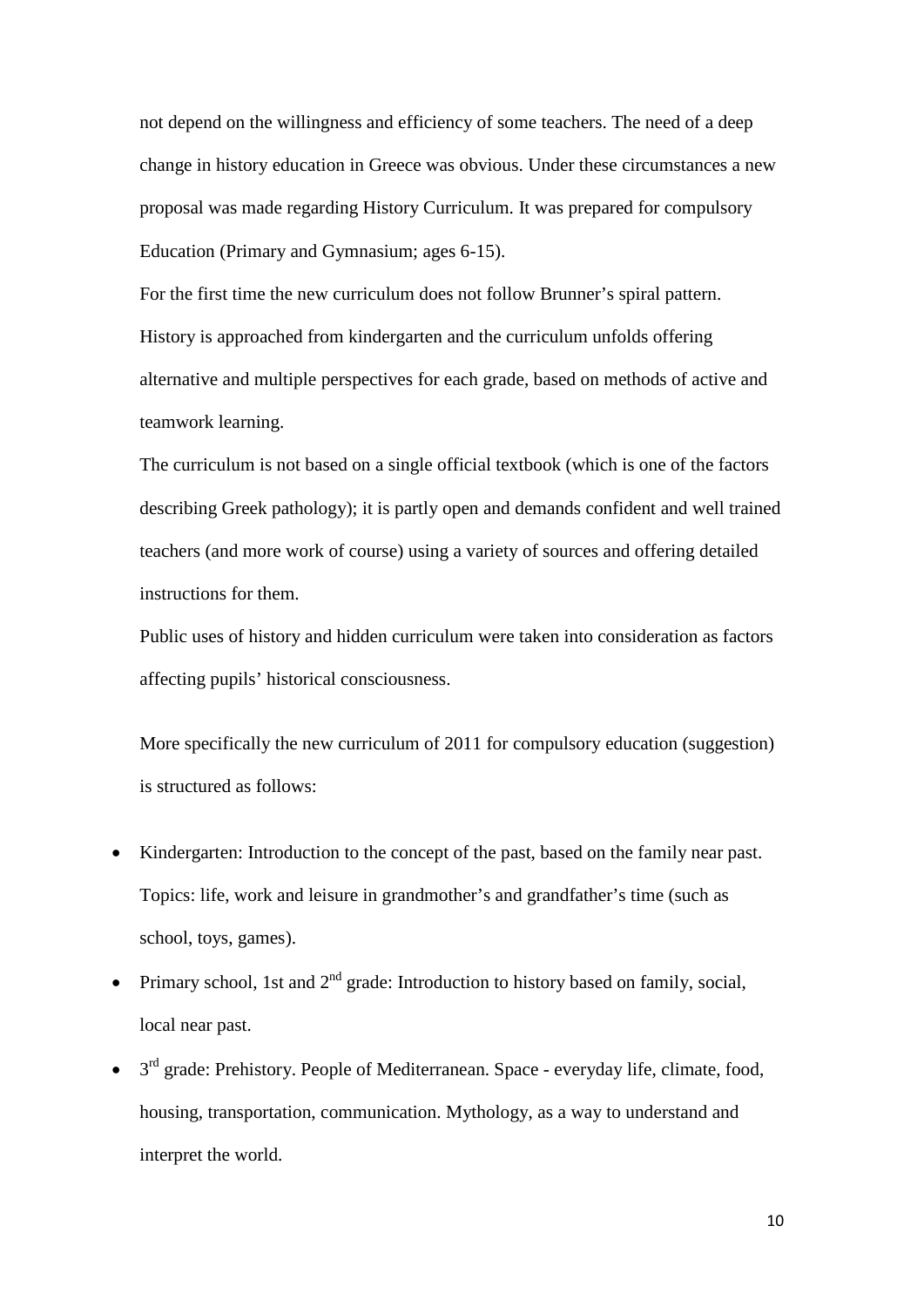not depend on the willingness and efficiency of some teachers. The need of a deep change in history education in Greece was obvious. Under these circumstances a new proposal was made regarding History Curriculum. It was prepared for compulsory Education (Primary and Gymnasium; ages 6-15).

For the first time the new curriculum does not follow Brunner's spiral pattern. History is approached from kindergarten and the curriculum unfolds offering alternative and multiple perspectives for each grade, based on methods of active and teamwork learning.

The curriculum is not based on a single official textbook (which is one of the factors describing Greek pathology); it is partly open and demands confident and well trained teachers (and more work of course) using a variety of sources and offering detailed instructions for them.

Public uses of history and hidden curriculum were taken into consideration as factors affecting pupils' historical consciousness.

More specifically the new curriculum of 2011 for compulsory education (suggestion) is structured as follows:

- Kindergarten: Introduction to the concept of the past, based on the family near past. Topics: life, work and leisure in grandmother's and grandfather's time (such as school, toys, games).
- Primary school, 1st and 2nd grade: Introduction to history based on family, social, local near past.
- 3rd grade: Prehistory. People of Mediterranean. Space - everyday life, climate, food, housing, transportation, communication. Mythology, as a way to understand and interpret the world.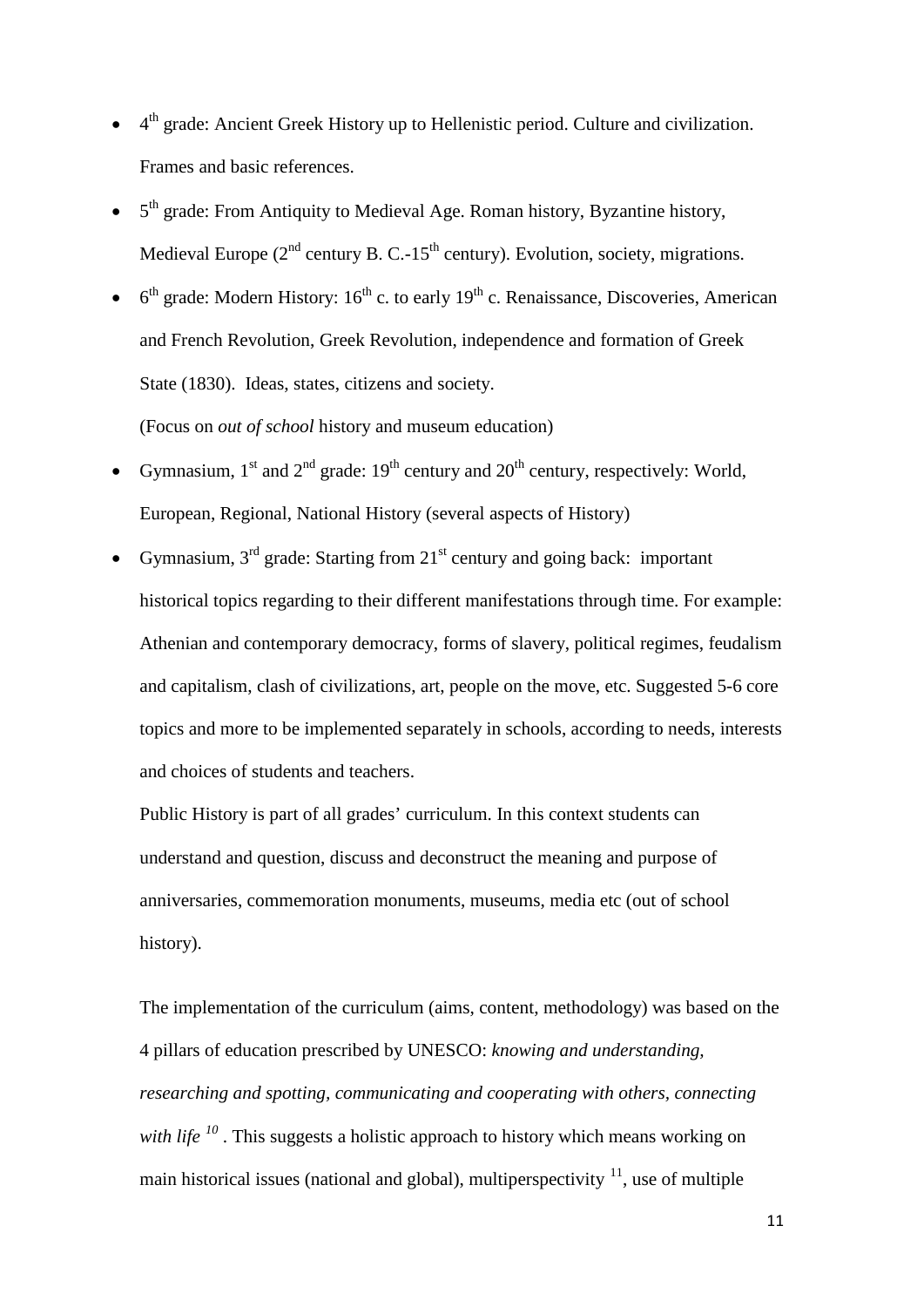- 4th grade: Ancient Greek History up to Hellenistic period. Culture and civilization. Frames and basic references.
- 5th grade: From Antiquity to Medieval Age. Roman history, Byzantine history, Medieval Europe (2nd century B. C.-15th century). Evolution, society, migrations.
- 6th grade: Modern History: 16th c. to early 19th c. Renaissance, Discoveries, American and French Revolution, Greek Revolution, independence and formation of Greek State (1830). Ideas, states, citizens and society.

  (Focus on *out of school* history and museum education)
- Gymnasium, 1st and 2nd grade: 19th century and 20th century, respectively: World, European, Regional, National History (several aspects of History)
- Gymnasium, 3rd grade: Starting from 21st century and going back: important historical topics regarding to their different manifestations through time. For example: Athenian and contemporary democracy, forms of slavery, political regimes, feudalism and capitalism, clash of civilizations, art, people on the move, etc. Suggested 5-6 core topics and more to be implemented separately in schools, according to needs, interests and choices of students and teachers.

  Public History is part of all grades' curriculum. In this context students can understand and question, discuss and deconstruct the meaning and purpose of anniversaries, commemoration monuments, museums, media etc (out of school history).

The implementation of the curriculum (aims, content, methodology) was based on the 4 pillars of education prescribed by UNESCO: *knowing and understanding, researching and spotting, communicating and cooperating with others, connecting with life* [10]. This suggests a holistic approach to history which means working on main historical issues (national and global), multiperspectivity [11], use of multiple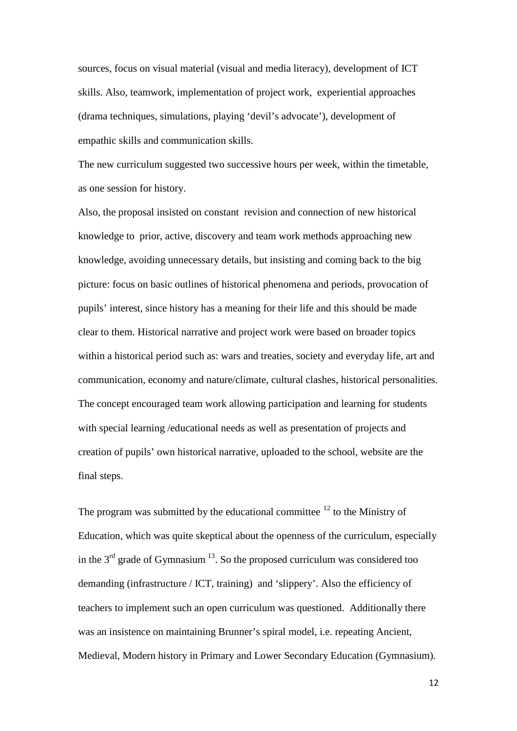sources, focus on visual material (visual and media literacy), development of ICT skills. Also, teamwork, implementation of project work, experiential approaches (drama techniques, simulations, playing 'devil's advocate'), development of empathic skills and communication skills.

The new curriculum suggested two successive hours per week, within the timetable, as one session for history.

Also, the proposal insisted on constant revision and connection of new historical knowledge to prior, active, discovery and team work methods approaching new knowledge, avoiding unnecessary details, but insisting and coming back to the big picture: focus on basic outlines of historical phenomena and periods, provocation of pupils' interest, since history has a meaning for their life and this should be made clear to them. Historical narrative and project work were based on broader topics within a historical period such as: wars and treaties, society and everyday life, art and communication, economy and nature/climate, cultural clashes, historical personalities. The concept encouraged team work allowing participation and learning for students with special learning /educational needs as well as presentation of projects and creation of pupils' own historical narrative, uploaded to the school, website are the final steps.

The program was submitted by the educational committee [12] to the Ministry of Education, which was quite skeptical about the openness of the curriculum, especially in the 3rd grade of Gymnasium [13]. So the proposed curriculum was considered too demanding (infrastructure / ICT, training) and 'slippery'. Also the efficiency of teachers to implement such an open curriculum was questioned. Additionally there was an insistence on maintaining Brunner's spiral model, i.e. repeating Ancient, Medieval, Modern history in Primary and Lower Secondary Education (Gymnasium).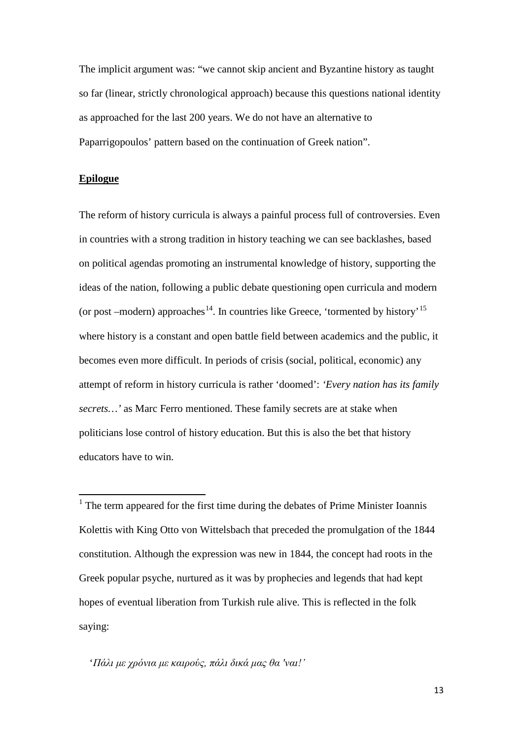The implicit argument was: "we cannot skip ancient and Byzantine history as taught so far (linear, strictly chronological approach) because this questions national identity as approached for the last 200 years. We do not have an alternative to Paparrigopoulos' pattern based on the continuation of Greek nation".

## Epilogue

The reform of history curricula is always a painful process full of controversies. Even in countries with a strong tradition in history teaching we can see backlashes, based on political agendas promoting an instrumental knowledge of history, supporting the ideas of the nation, following a public debate questioning open curricula and modern (or post –modern) approaches[14]. In countries like Greece, 'tormented by history'[15] where history is a constant and open battle field between academics and the public, it becomes even more difficult. In periods of crisis (social, political, economic) any attempt of reform in history curricula is rather 'doomed': *'Every nation has its family secrets…'* as Marc Ferro mentioned. These family secrets are at stake when politicians lose control of history education. But this is also the bet that history educators have to win.

---

[1] The term appeared for the first time during the debates of Prime Minister Ioannis Kolettis with King Otto von Wittelsbach that preceded the promulgation of the 1844 constitution. Although the expression was new in 1844, the concept had roots in the Greek popular psyche, nurtured as it was by prophecies and legends that had kept hopes of eventual liberation from Turkish rule alive. This is reflected in the folk saying:

'*Πάλι με χρόνια με καιρούς, πάλι δικά μας θα 'ναι!'*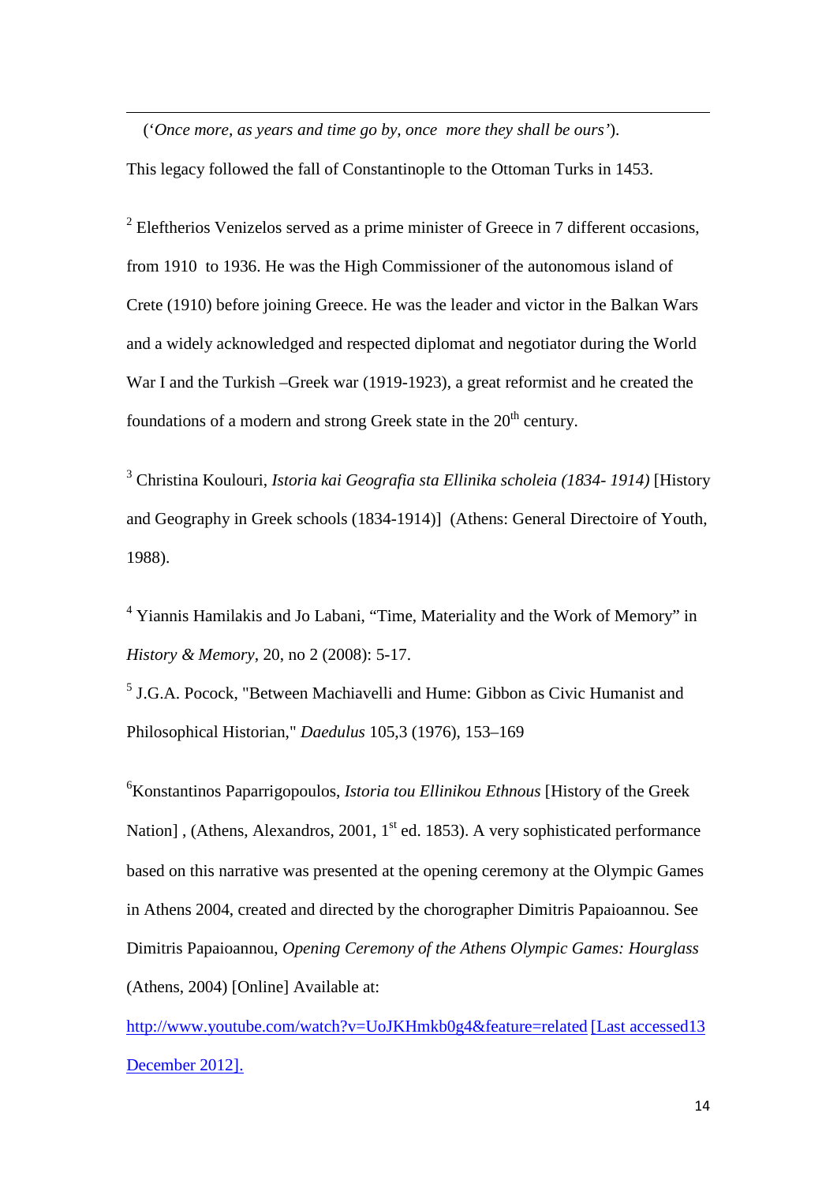('*Once more, as years and time go by, once more they shall be ours'*).

This legacy followed the fall of Constantinople to the Ottoman Turks in 1453.

[2] Eleftherios Venizelos served as a prime minister of Greece in 7 different occasions, from 1910 to 1936. He was the High Commissioner of the autonomous island of Crete (1910) before joining Greece. He was the leader and victor in the Balkan Wars and a widely acknowledged and respected diplomat and negotiator during the World War I and the Turkish –Greek war (1919-1923), a great reformist and he created the foundations of a modern and strong Greek state in the 20th century.

[3] Christina Koulouri, *Istoria kai Geografia sta Ellinika scholeia (1834- 1914)* [History and Geography in Greek schools (1834-1914)] (Athens: General Directoire of Youth, 1988).

[4] Yiannis Hamilakis and Jo Labani, "Time, Materiality and the Work of Memory" in *History & Memory*, 20, no 2 (2008): 5-17.

[5] J.G.A. Pocock, "Between Machiavelli and Hume: Gibbon as Civic Humanist and Philosophical Historian," *Daedulus* 105,3 (1976), 153–169

[6] Konstantinos Paparrigopoulos, *Istoria tou Ellinikou Ethnous* [History of the Greek Nation] , (Athens, Alexandros, 2001, 1st ed. 1853). A very sophisticated performance based on this narrative was presented at the opening ceremony at the Olympic Games in Athens 2004, created and directed by the chorographer Dimitris Papaioannou. See Dimitris Papaioannou, *Opening Ceremony of the Athens Olympic Games: Hourglass* (Athens, 2004) [Online] Available at:

http://www.youtube.com/watch?v=UoJKHmkb0g4&feature=related [Last accessed13 December 2012].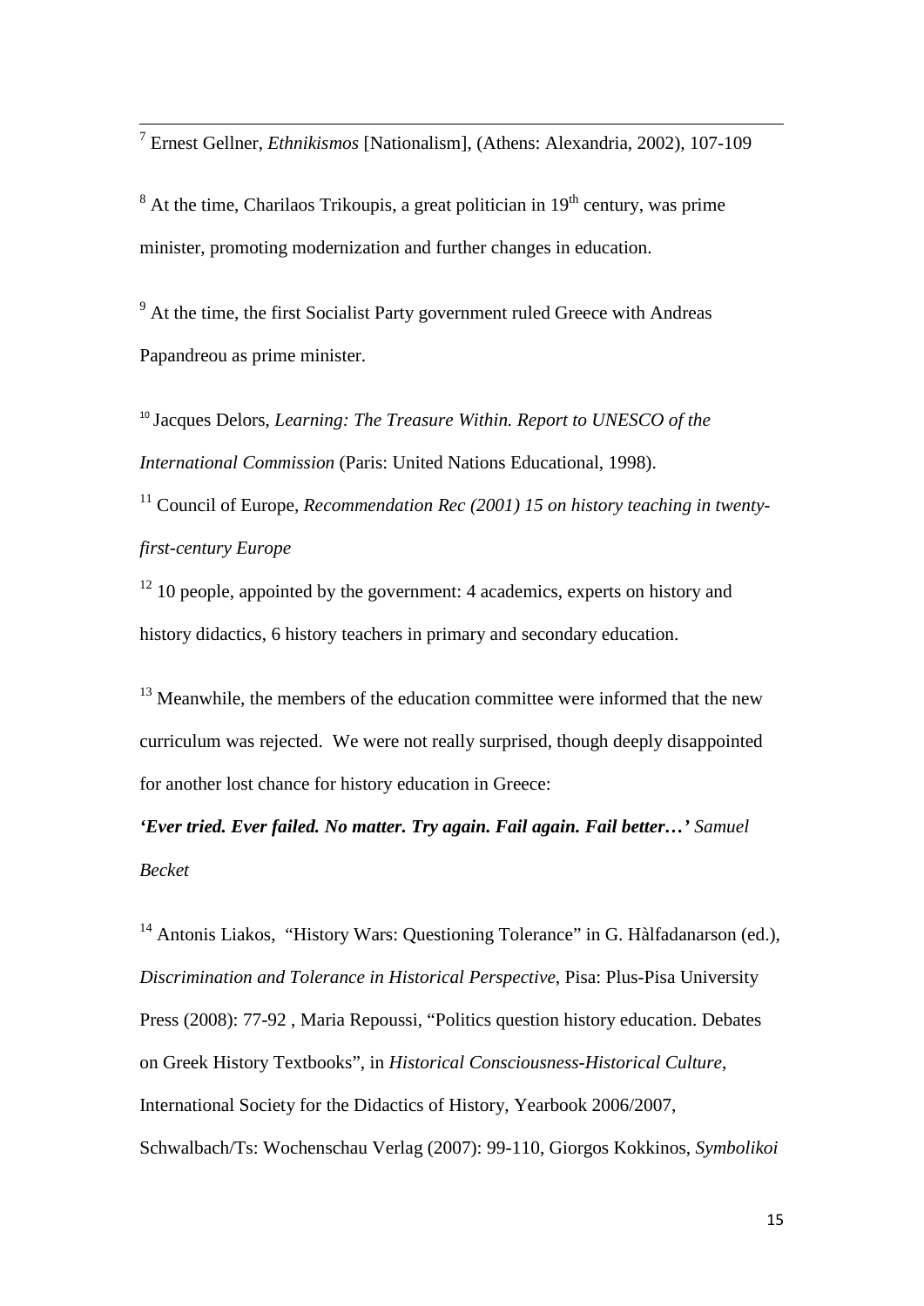[7] Ernest Gellner, *Ethnikismos* [Nationalism], (Athens: Alexandria, 2002), 107-109

[8] At the time, Charilaos Trikoupis, a great politician in 19th century, was prime minister, promoting modernization and further changes in education.

[9] At the time, the first Socialist Party government ruled Greece with Andreas Papandreou as prime minister.

[10] Jacques Delors, *Learning: The Treasure Within. Report to UNESCO of the International Commission* (Paris: United Nations Educational, 1998).

[11] Council of Europe, *Recommendation Rec (2001) 15 on history teaching in twenty-first-century Europe*

[12] 10 people, appointed by the government: 4 academics, experts on history and history didactics, 6 history teachers in primary and secondary education.

[13] Meanwhile, the members of the education committee were informed that the new curriculum was rejected. We were not really surprised, though deeply disappointed for another lost chance for history education in Greece:

***'Ever tried. Ever failed. No matter. Try again. Fail again. Fail better…'*** *Samuel Becket*

[14] Antonis Liakos, "History Wars: Questioning Tolerance" in G. Hàlfadanarson (ed.), *Discrimination and Tolerance in Historical Perspective*, Pisa: Plus-Pisa University Press (2008): 77-92 , Maria Repoussi, "Politics question history education. Debates on Greek History Textbooks", in *Historical Consciousness-Historical Culture*, International Society for the Didactics of History, Yearbook 2006/2007, Schwalbach/Ts: Wochenschau Verlag (2007): 99-110, Giorgos Kokkinos, *Symbolikoi*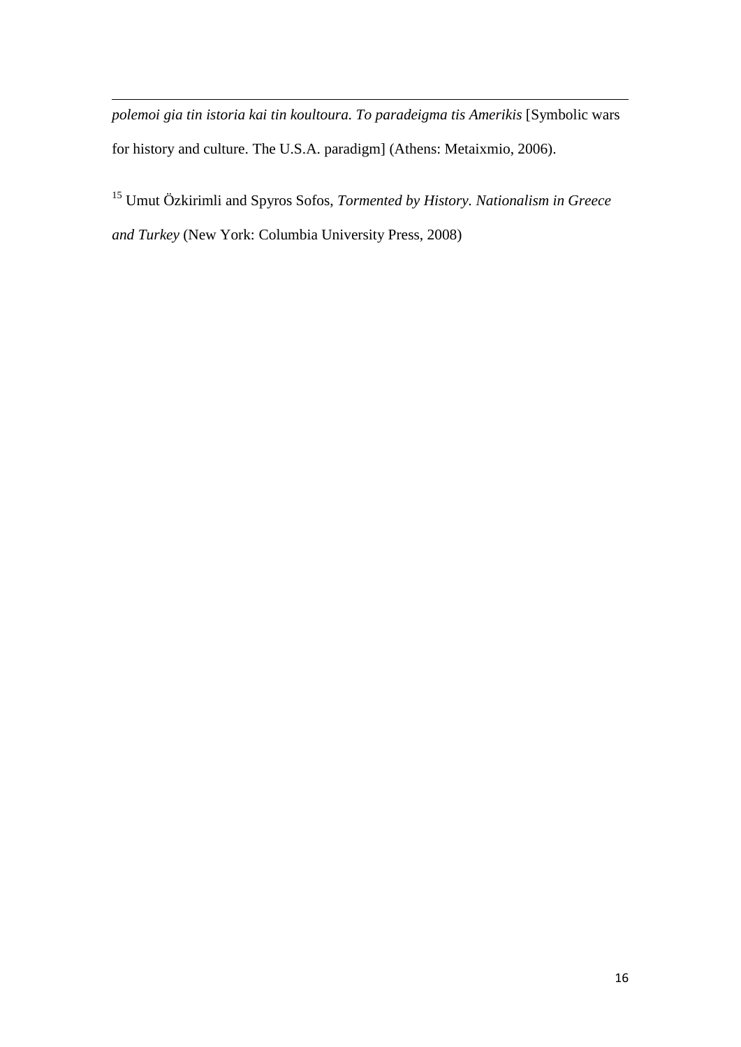*polemoi gia tin istoria kai tin koultoura. To paradeigma tis Amerikis* [Symbolic wars for history and culture. The U.S.A. paradigm] (Athens: Metaixmio, 2006).

[15] Umut Özkirimli and Spyros Sofos, *Tormented by History. Nationalism in Greece and Turkey* (New York: Columbia University Press, 2008)